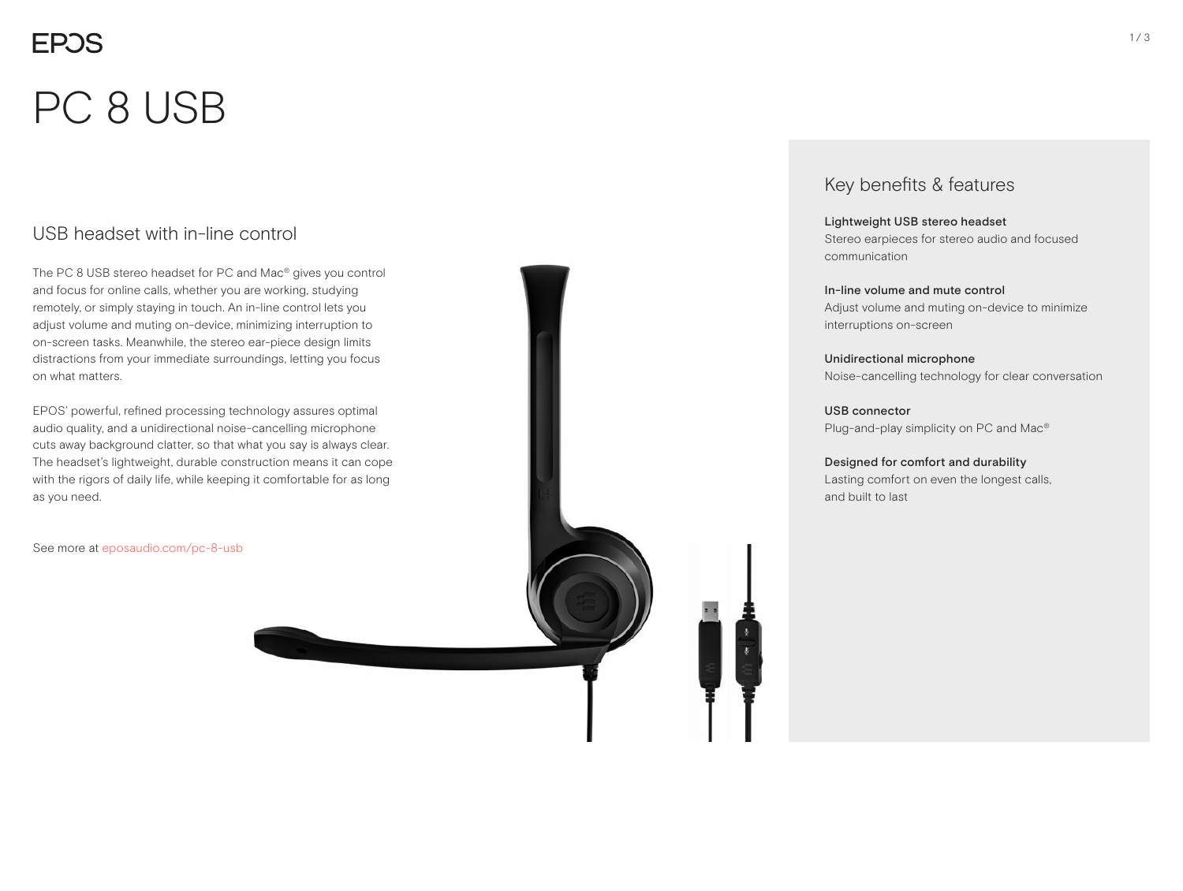EPOS

# PC 8 USB

## USB headset with in-line control

The PC 8 USB stereo headset for PC and Mac® gives you control and focus for online calls, whether you are working, studying remotely, or simply staying in touch. An in-line control lets you adjust volume and muting on-device, minimizing interruption to on-screen tasks. Meanwhile, the stereo ear-piece design limits distractions from your immediate surroundings, letting you focus on what matters.

EPOS' powerful, refined processing technology assures optimal audio quality, and a unidirectional noise-cancelling microphone cuts away background clatter, so that what you say is always clear. The headset's lightweight, durable construction means it can cope with the rigors of daily life, while keeping it comfortable for as long as you need.

See more at eposaudio.com/pc-8-usb

## Key benefits & features

**Lightweight USB stereo headset**
Stereo earpieces for stereo audio and focused communication

**In-line volume and mute control**
Adjust volume and muting on-device to minimize interruptions on-screen

**Unidirectional microphone**
Noise-cancelling technology for clear conversation

**USB connector**
Plug-and-play simplicity on PC and Mac®

**Designed for comfort and durability**
Lasting comfort on even the longest calls, and built to last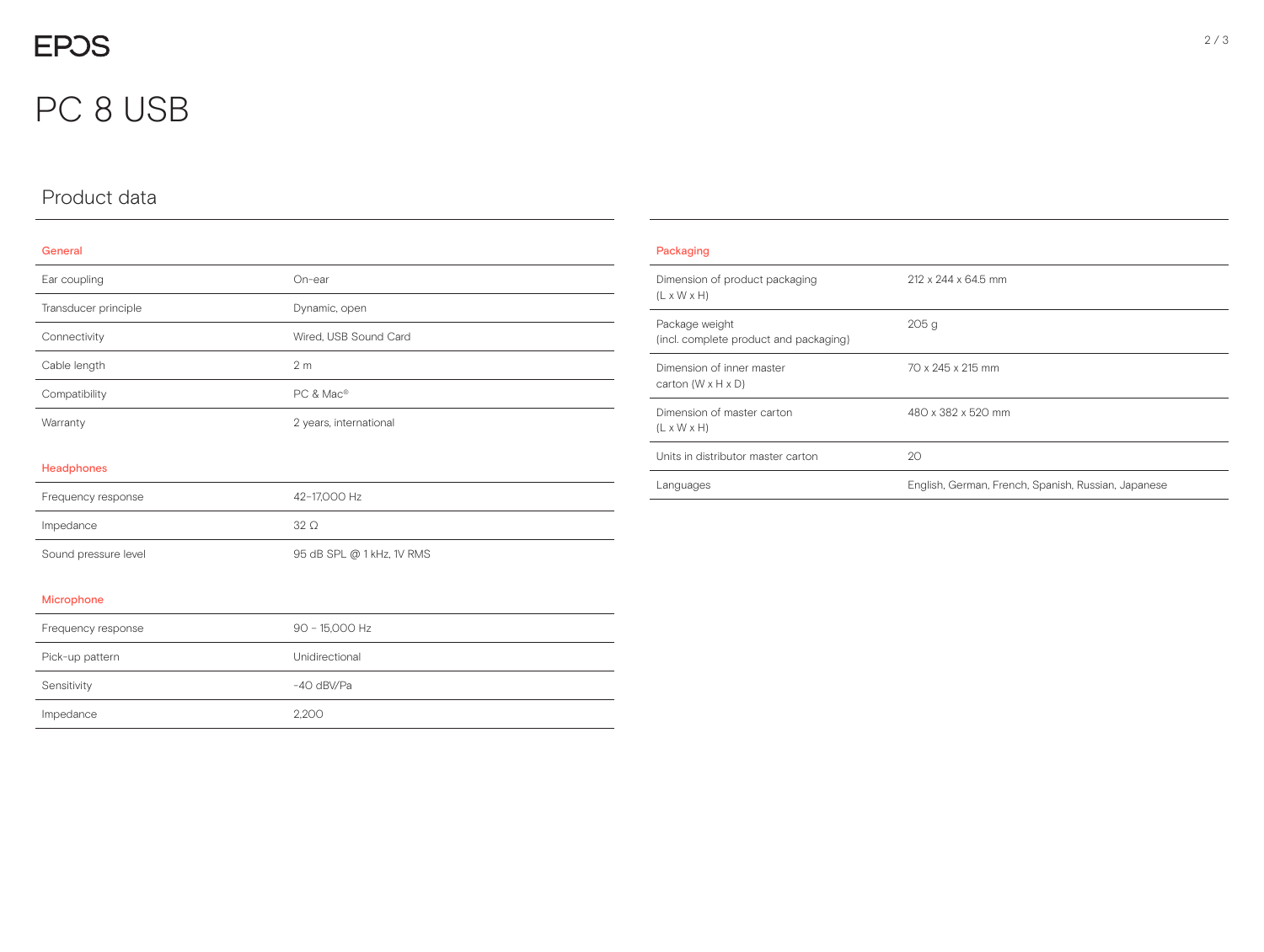EPOS

# PC 8 USB

## Product data

### General

| | |
|---|---|
| Ear coupling | On-ear |
| Transducer principle | Dynamic, open |
| Connectivity | Wired, USB Sound Card |
| Cable length | 2 m |
| Compatibility | PC & Mac® |
| Warranty | 2 years, international |

### Headphones

| | |
|---|---|
| Frequency response | 42–17,000 Hz |
| Impedance | 32 Ω |
| Sound pressure level | 95 dB SPL @ 1 kHz, 1V RMS |

### Microphone

| | |
|---|---|
| Frequency response | 90 – 15,000 Hz |
| Pick-up pattern | Unidirectional |
| Sensitivity | -40 dBV/Pa |
| Impedance | 2,200 |

### Packaging

| | |
|---|---|
| Dimension of product packaging (L x W x H) | 212 x 244 x 64.5 mm |
| Package weight (incl. complete product and packaging) | 205 g |
| Dimension of inner master carton (W x H x D) | 70 x 245 x 215 mm |
| Dimension of master carton (L x W x H) | 480 x 382 x 520 mm |
| Units in distributor master carton | 20 |
| Languages | English, German, French, Spanish, Russian, Japanese |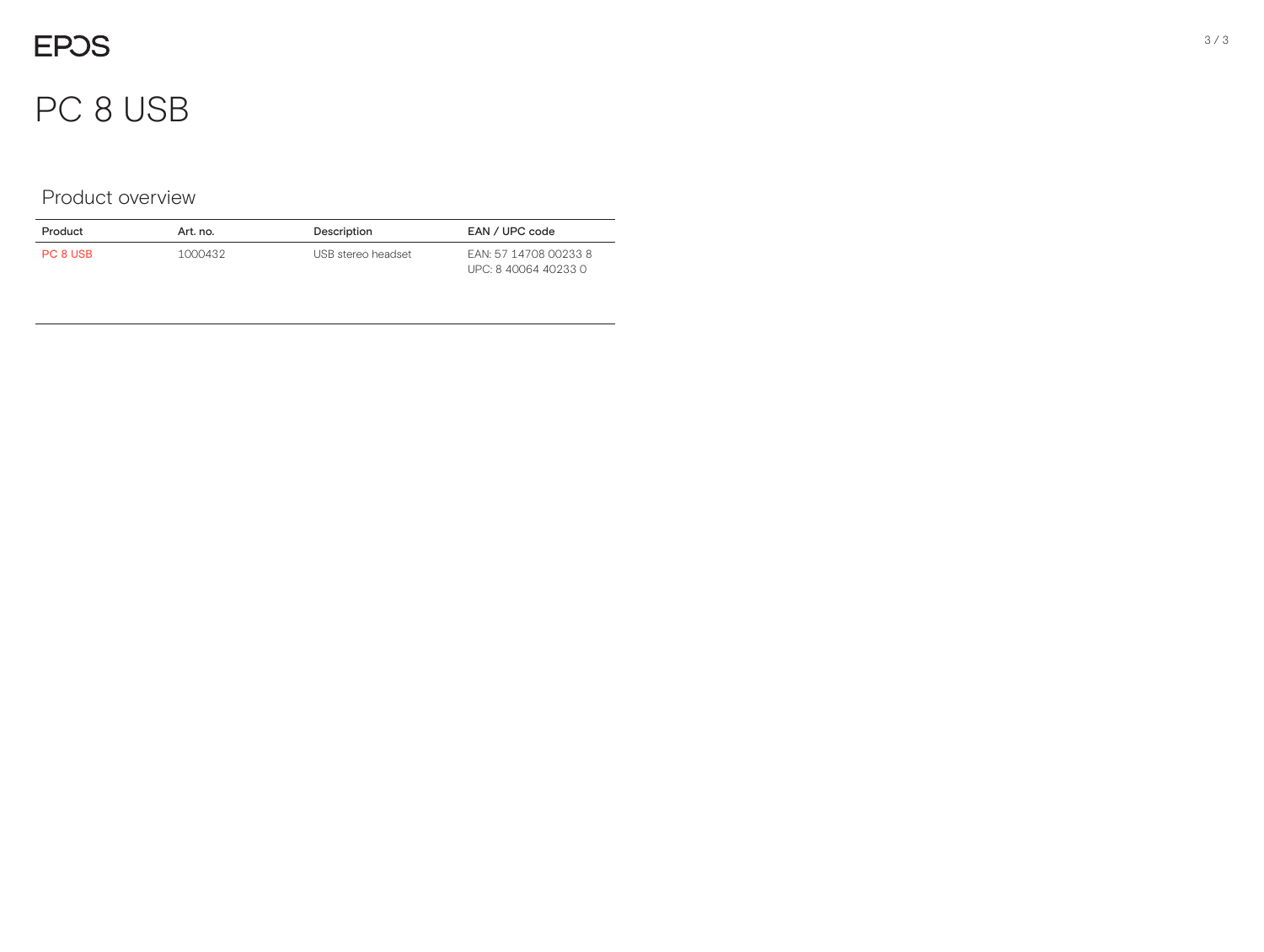EPOS

# PC 8 USB

## Product overview

| Product | Art. no. | Description | EAN / UPC code |
| --- | --- | --- | --- |
| PC 8 USB | 1000432 | USB stereo headset | EAN: 57 14708 00233 8<br>UPC: 8 40064 40233 0 |